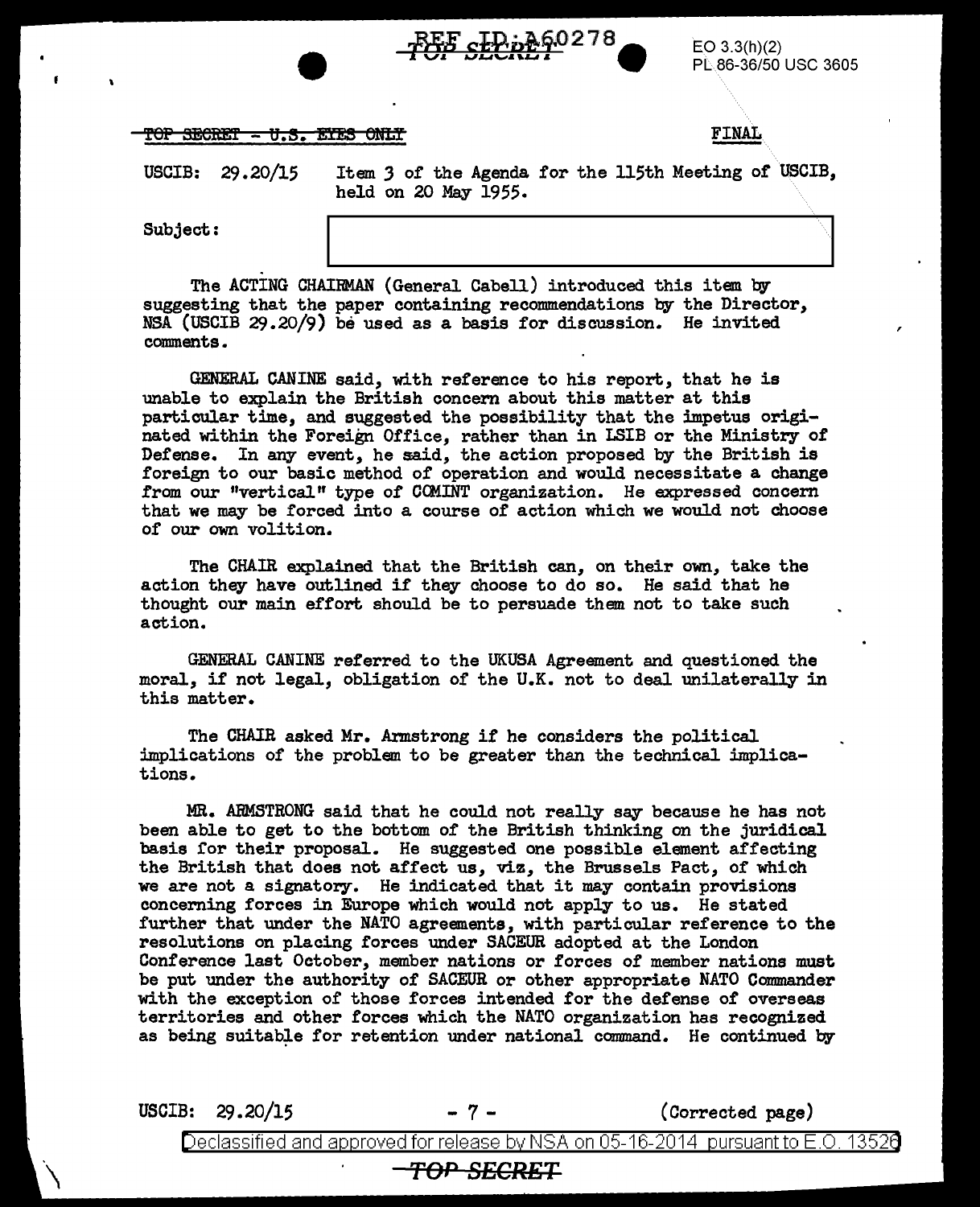REF ID:A60278

TOP SECRET

EO 3.3(h)(2)
PL 86-36/50 USC 3605

~~TOP SECRET - U.S. EYES ONLY~~ FINAL

USCIB: 29.20/15 Item 3 of the Agenda for the 115th Meeting of USCIB, held on 20 May 1955.

Subject:

The ACTING CHAIRMAN (General Cabell) introduced this item by suggesting that the paper containing recommendations by the Director, NSA (USCIB 29.20/9) be used as a basis for discussion. He invited comments.

GENERAL CANINE said, with reference to his report, that he is unable to explain the British concern about this matter at this particular time, and suggested the possibility that the impetus originated within the Foreign Office, rather than in LSIB or the Ministry of Defense. In any event, he said, the action proposed by the British is foreign to our basic method of operation and would necessitate a change from our "vertical" type of COMINT organization. He expressed concern that we may be forced into a course of action which we would not choose of our own volition.

The CHAIR explained that the British can, on their own, take the action they have outlined if they choose to do so. He said that he thought our main effort should be to persuade them not to take such action.

GENERAL CANINE referred to the UKUSA Agreement and questioned the moral, if not legal, obligation of the U.K. not to deal unilaterally in this matter.

The CHAIR asked Mr. Armstrong if he considers the political implications of the problem to be greater than the technical implications.

MR. ARMSTRONG said that he could not really say because he has not been able to get to the bottom of the British thinking on the juridical basis for their proposal. He suggested one possible element affecting the British that does not affect us, viz, the Brussels Pact, of which we are not a signatory. He indicated that it may contain provisions concerning forces in Europe which would not apply to us. He stated further that under the NATO agreements, with particular reference to the resolutions on placing forces under SACEUR adopted at the London Conference last October, member nations or forces of member nations must be put under the authority of SACEUR or other appropriate NATO Commander with the exception of those forces intended for the defense of overseas territories and other forces which the NATO organization has recognized as being suitable for retention under national command. He continued by

USCIB: 29.20/15 - 7 - (Corrected page)

Declassified and approved for release by NSA on 05-16-2014 pursuant to E.O. 13526

TOP SECRET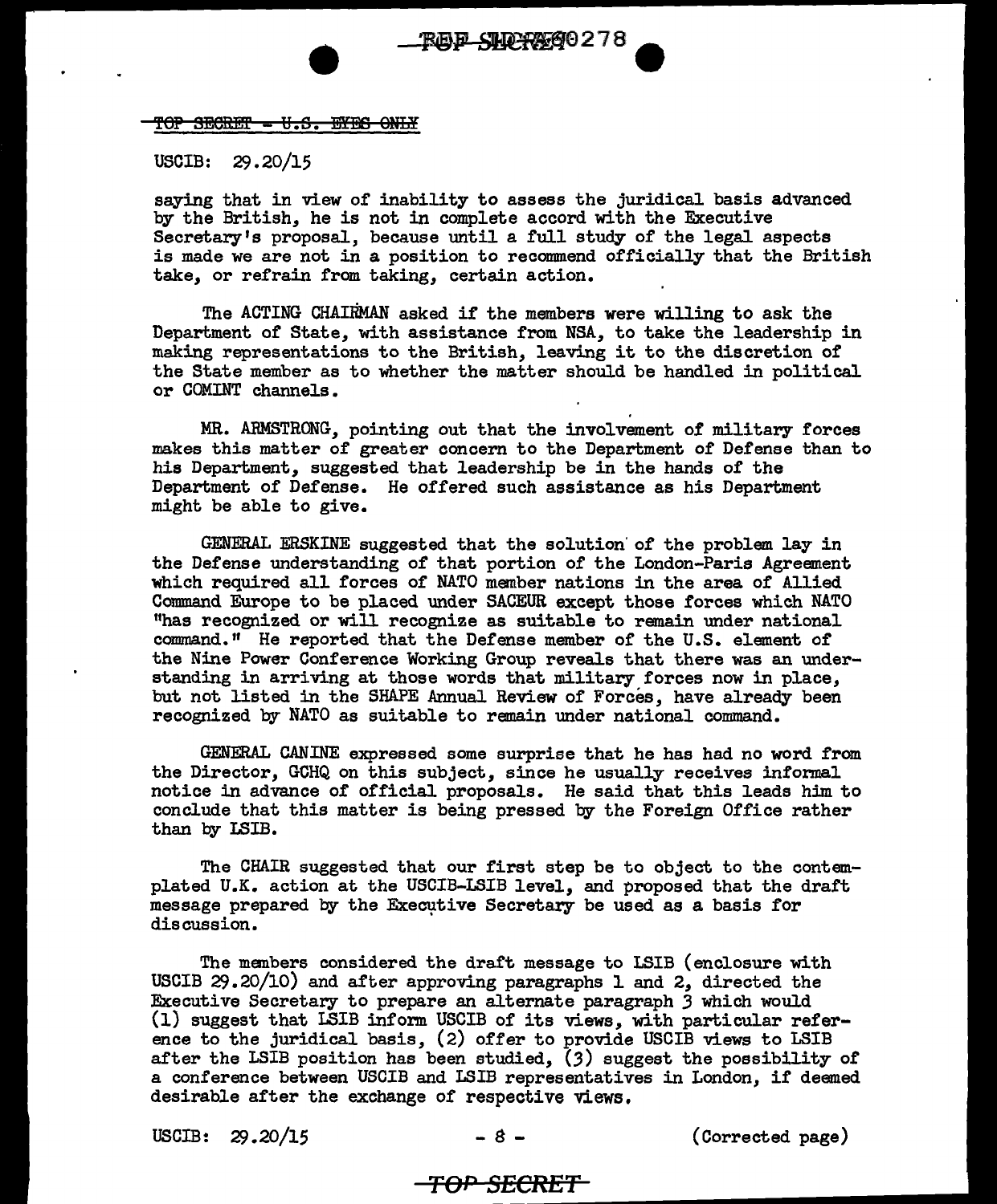~~TOP SECRET - U.S. EYES ONLY~~

USCIB: 29.20/15

saying that in view of inability to assess the juridical basis advanced by the British, he is not in complete accord with the Executive Secretary's proposal, because until a full study of the legal aspects is made we are not in a position to recommend officially that the British take, or refrain from taking, certain action.

The ACTING CHAIRMAN asked if the members were willing to ask the Department of State, with assistance from NSA, to take the leadership in making representations to the British, leaving it to the discretion of the State member as to whether the matter should be handled in political or COMINT channels.

MR. ARMSTRONG, pointing out that the involvement of military forces makes this matter of greater concern to the Department of Defense than to his Department, suggested that leadership be in the hands of the Department of Defense. He offered such assistance as his Department might be able to give.

GENERAL ERSKINE suggested that the solution of the problem lay in the Defense understanding of that portion of the London-Paris Agreement which required all forces of NATO member nations in the area of Allied Command Europe to be placed under SACEUR except those forces which NATO "has recognized or will recognize as suitable to remain under national command." He reported that the Defense member of the U.S. element of the Nine Power Conference Working Group reveals that there was an understanding in arriving at those words that military forces now in place, but not listed in the SHAPE Annual Review of Forces, have already been recognized by NATO as suitable to remain under national command.

GENERAL CANINE expressed some surprise that he has had no word from the Director, GCHQ on this subject, since he usually receives informal notice in advance of official proposals. He said that this leads him to conclude that this matter is being pressed by the Foreign Office rather than by LSIB.

The CHAIR suggested that our first step be to object to the contemplated U.K. action at the USCIB-LSIB level, and proposed that the draft message prepared by the Executive Secretary be used as a basis for discussion.

The members considered the draft message to LSIB (enclosure with USCIB 29.20/10) and after approving paragraphs 1 and 2, directed the Executive Secretary to prepare an alternate paragraph 3 which would (1) suggest that LSIB inform USCIB of its views, with particular reference to the juridical basis, (2) offer to provide USCIB views to LSIB after the LSIB position has been studied, (3) suggest the possibility of a conference between USCIB and LSIB representatives in London, if deemed desirable after the exchange of respective views.

USCIB: 29.20/15 (Corrected page)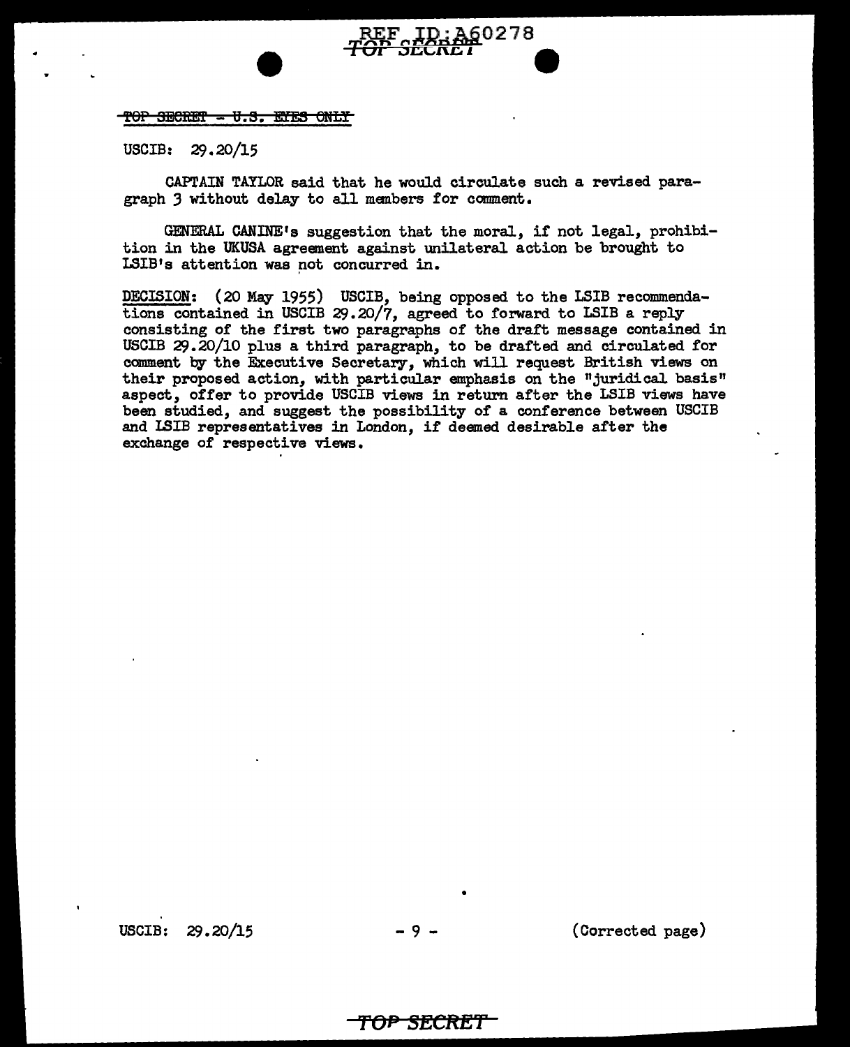~~TOP SECRET - U.S. EYES ONLY~~

USCIB: 29.20/15

CAPTAIN TAYLOR said that he would circulate such a revised paragraph 3 without delay to all members for comment.

GENERAL CANINE's suggestion that the moral, if not legal, prohibition in the UKUSA agreement against unilateral action be brought to LSIB's attention was not concurred in.

DECISION: (20 May 1955) USCIB, being opposed to the LSIB recommendations contained in USCIB 29.20/7, agreed to forward to LSIB a reply consisting of the first two paragraphs of the draft message contained in USCIB 29.20/10 plus a third paragraph, to be drafted and circulated for comment by the Executive Secretary, which will request British views on their proposed action, with particular emphasis on the "juridical basis" aspect, offer to provide USCIB views in return after the LSIB views have been studied, and suggest the possibility of a conference between USCIB and LSIB representatives in London, if deemed desirable after the exchange of respective views.

USCIB: 29.20/15 (Corrected page)